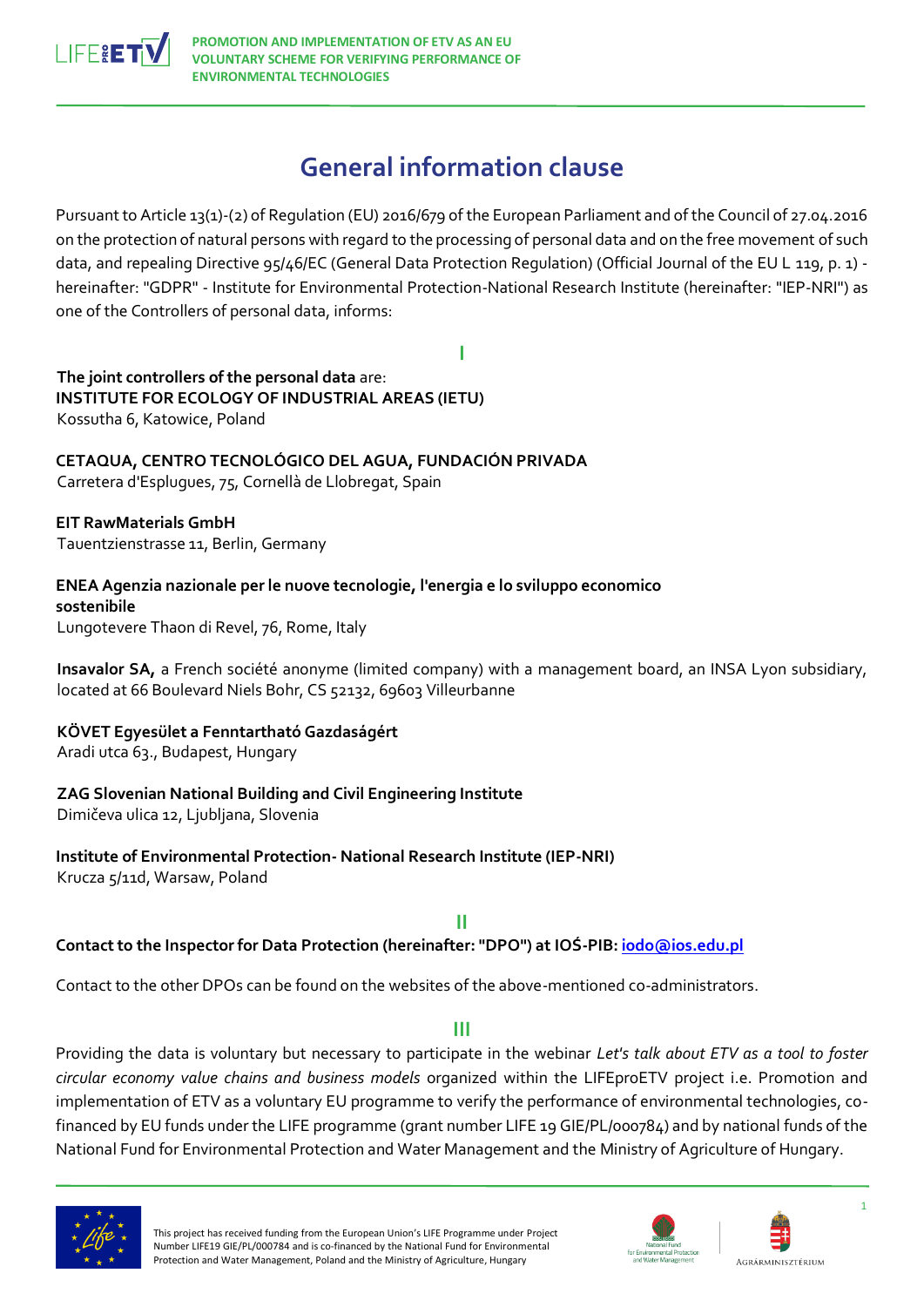# General information clause

Pursuant to Article 13(1)-(2) of Regulation (EU) 2016/679 of the European Parliament and of the Council of 27.04.2016 on the protection of natural persons with regard to the processing of personal data and on the free movement of such data, and repealing Directive 95/46/EC (General Data Protection Regulation) (Official Journal of the EU L 119, p. 1) - hereinafter: "GDPR" - Institute for Environmental Protection-National Research Institute (hereinafter: "IEP-NRI") as one of the Controllers of personal data, informs:

## I

**The joint controllers of the personal data** are:
**INSTITUTE FOR ECOLOGY OF INDUSTRIAL AREAS (IETU)**
Kossutha 6, Katowice, Poland

**CETAQUA, CENTRO TECNOLÓGICO DEL AGUA, FUNDACIÓN PRIVADA**
Carretera d'Esplugues, 75, Cornellà de Llobregat, Spain

**EIT RawMaterials GmbH**
Tauentzienstrasse 11, Berlin, Germany

**ENEA Agenzia nazionale per le nuove tecnologie, l'energia e lo sviluppo economico sostenibile**
Lungotevere Thaon di Revel, 76, Rome, Italy

**Insavalor SA,** a French société anonyme (limited company) with a management board, an INSA Lyon subsidiary, located at 66 Boulevard Niels Bohr, CS 52132, 69603 Villeurbanne

**KÖVET Egyesület a Fenntartható Gazdaságért**
Aradi utca 63., Budapest, Hungary

**ZAG Slovenian National Building and Civil Engineering Institute**
Dimičeva ulica 12, Ljubljana, Slovenia

**Institute of Environmental Protection- National Research Institute (IEP-NRI)**
Krucza 5/11d, Warsaw, Poland

## II

**Contact to the Inspector for Data Protection (hereinafter: "DPO") at IOŚ-PIB: iodo@ios.edu.pl**

Contact to the other DPOs can be found on the websites of the above-mentioned co-administrators.

## III

Providing the data is voluntary but necessary to participate in the webinar *Let's talk about ETV as a tool to foster circular economy value chains and business models* organized within the LIFEproETV project i.e. Promotion and implementation of ETV as a voluntary EU programme to verify the performance of environmental technologies, co-financed by EU funds under the LIFE programme (grant number LIFE 19 GIE/PL/000784) and by national funds of the National Fund for Environmental Protection and Water Management and the Ministry of Agriculture of Hungary.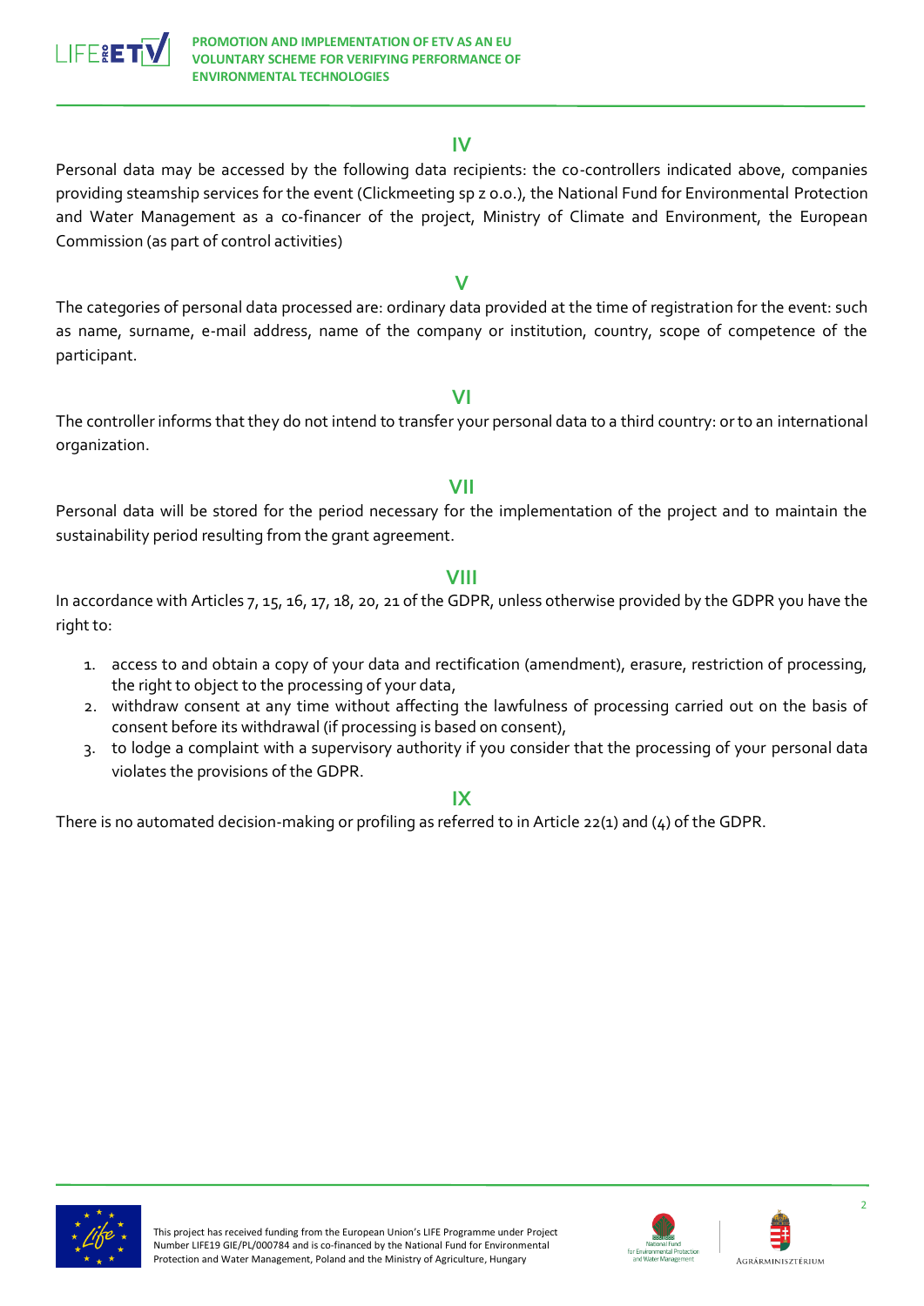## IV

Personal data may be accessed by the following data recipients: the co-controllers indicated above, companies providing steamship services for the event (Clickmeeting sp z o.o.), the National Fund for Environmental Protection and Water Management as a co-financer of the project, Ministry of Climate and Environment, the European Commission (as part of control activities)

## V

The categories of personal data processed are: ordinary data provided at the time of registration for the event: such as name, surname, e-mail address, name of the company or institution, country, scope of competence of the participant.

## VI

The controller informs that they do not intend to transfer your personal data to a third country: or to an international organization.

## VII

Personal data will be stored for the period necessary for the implementation of the project and to maintain the sustainability period resulting from the grant agreement.

## VIII

In accordance with Articles 7, 15, 16, 17, 18, 20, 21 of the GDPR, unless otherwise provided by the GDPR you have the right to:

1. access to and obtain a copy of your data and rectification (amendment), erasure, restriction of processing, the right to object to the processing of your data,
2. withdraw consent at any time without affecting the lawfulness of processing carried out on the basis of consent before its withdrawal (if processing is based on consent),
3. to lodge a complaint with a supervisory authority if you consider that the processing of your personal data violates the provisions of the GDPR.

## IX

There is no automated decision-making or profiling as referred to in Article 22(1) and (4) of the GDPR.